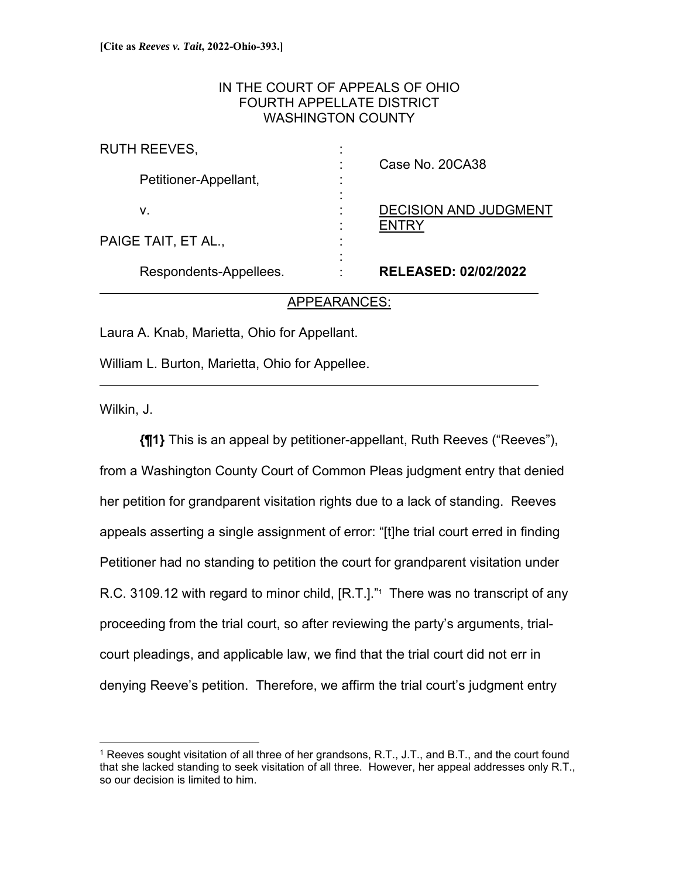**[Cite as *Reeves v. Tait*, 2022-Ohio-393.]**

IN THE COURT OF APPEALS OF OHIO
FOURTH APPELLATE DISTRICT
WASHINGTON COUNTY

| | | |
|---|---|---|
| RUTH REEVES, | : | |
| | : | Case No. 20CA38 |
| Petitioner-Appellant, | : | |
| v. | : | DECISION AND JUDGMENT ENTRY |
| PAIGE TAIT, ET AL., | : | |
| Respondents-Appellees. | : | **RELEASED: 02/02/2022** |

APPEARANCES:

Laura A. Knab, Marietta, Ohio for Appellant.

William L. Burton, Marietta, Ohio for Appellee.

---

Wilkin, J.

**{¶1}** This is an appeal by petitioner-appellant, Ruth Reeves ("Reeves"), from a Washington County Court of Common Pleas judgment entry that denied her petition for grandparent visitation rights due to a lack of standing. Reeves appeals asserting a single assignment of error: "[t]he trial court erred in finding Petitioner had no standing to petition the court for grandparent visitation under R.C. 3109.12 with regard to minor child, [R.T.]."[1] There was no transcript of any proceeding from the trial court, so after reviewing the party's arguments, trial-court pleadings, and applicable law, we find that the trial court did not err in denying Reeve's petition. Therefore, we affirm the trial court's judgment entry

---

[1] Reeves sought visitation of all three of her grandsons, R.T., J.T., and B.T., and the court found that she lacked standing to seek visitation of all three. However, her appeal addresses only R.T., so our decision is limited to him.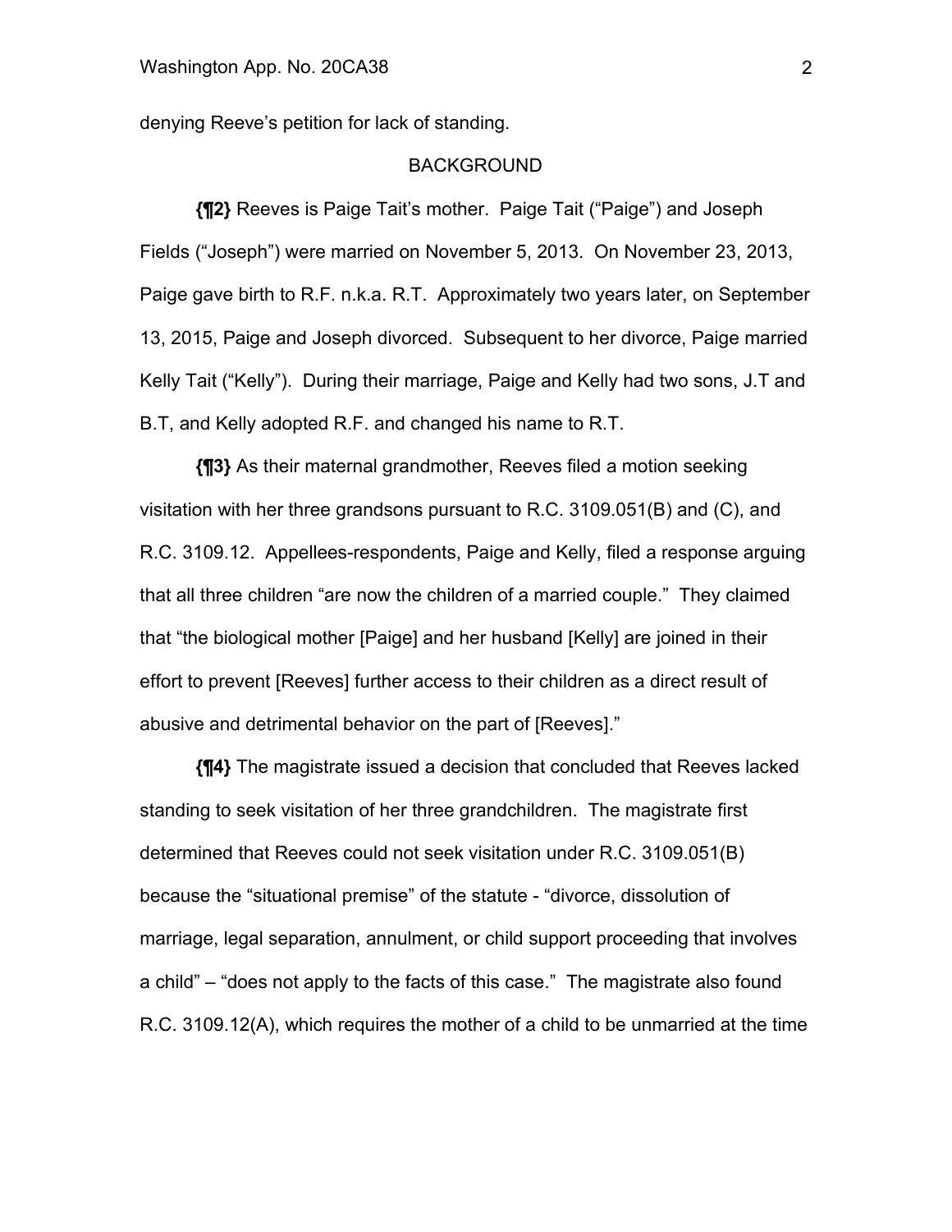denying Reeve's petition for lack of standing.

## BACKGROUND

**{¶2}** Reeves is Paige Tait's mother. Paige Tait ("Paige") and Joseph Fields ("Joseph") were married on November 5, 2013. On November 23, 2013, Paige gave birth to R.F. n.k.a. R.T. Approximately two years later, on September 13, 2015, Paige and Joseph divorced. Subsequent to her divorce, Paige married Kelly Tait ("Kelly"). During their marriage, Paige and Kelly had two sons, J.T and B.T, and Kelly adopted R.F. and changed his name to R.T.

**{¶3}** As their maternal grandmother, Reeves filed a motion seeking visitation with her three grandsons pursuant to R.C. 3109.051(B) and (C), and R.C. 3109.12. Appellees-respondents, Paige and Kelly, filed a response arguing that all three children "are now the children of a married couple." They claimed that "the biological mother [Paige] and her husband [Kelly] are joined in their effort to prevent [Reeves] further access to their children as a direct result of abusive and detrimental behavior on the part of [Reeves]."

**{¶4}** The magistrate issued a decision that concluded that Reeves lacked standing to seek visitation of her three grandchildren. The magistrate first determined that Reeves could not seek visitation under R.C. 3109.051(B) because the "situational premise" of the statute - "divorce, dissolution of marriage, legal separation, annulment, or child support proceeding that involves a child" – "does not apply to the facts of this case." The magistrate also found R.C. 3109.12(A), which requires the mother of a child to be unmarried at the time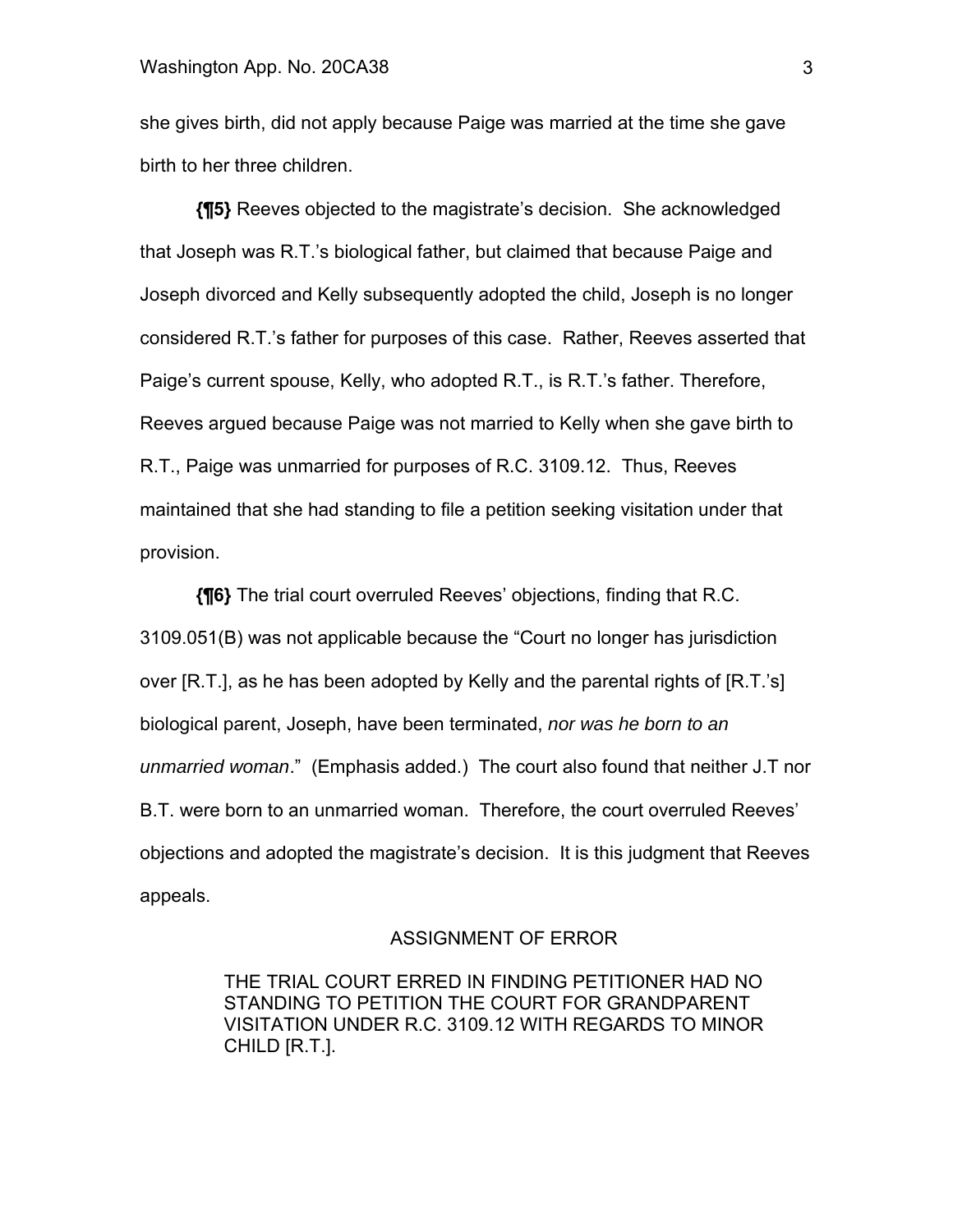she gives birth, did not apply because Paige was married at the time she gave birth to her three children.

**{¶5}** Reeves objected to the magistrate's decision. She acknowledged that Joseph was R.T.'s biological father, but claimed that because Paige and Joseph divorced and Kelly subsequently adopted the child, Joseph is no longer considered R.T.'s father for purposes of this case. Rather, Reeves asserted that Paige's current spouse, Kelly, who adopted R.T., is R.T.'s father. Therefore, Reeves argued because Paige was not married to Kelly when she gave birth to R.T., Paige was unmarried for purposes of R.C. 3109.12. Thus, Reeves maintained that she had standing to file a petition seeking visitation under that provision.

**{¶6}** The trial court overruled Reeves' objections, finding that R.C. 3109.051(B) was not applicable because the "Court no longer has jurisdiction over [R.T.], as he has been adopted by Kelly and the parental rights of [R.T.'s] biological parent, Joseph, have been terminated, *nor was he born to an unmarried woman*." (Emphasis added.) The court also found that neither J.T nor B.T. were born to an unmarried woman. Therefore, the court overruled Reeves' objections and adopted the magistrate's decision. It is this judgment that Reeves appeals.

ASSIGNMENT OF ERROR

> THE TRIAL COURT ERRED IN FINDING PETITIONER HAD NO STANDING TO PETITION THE COURT FOR GRANDPARENT VISITATION UNDER R.C. 3109.12 WITH REGARDS TO MINOR CHILD [R.T.].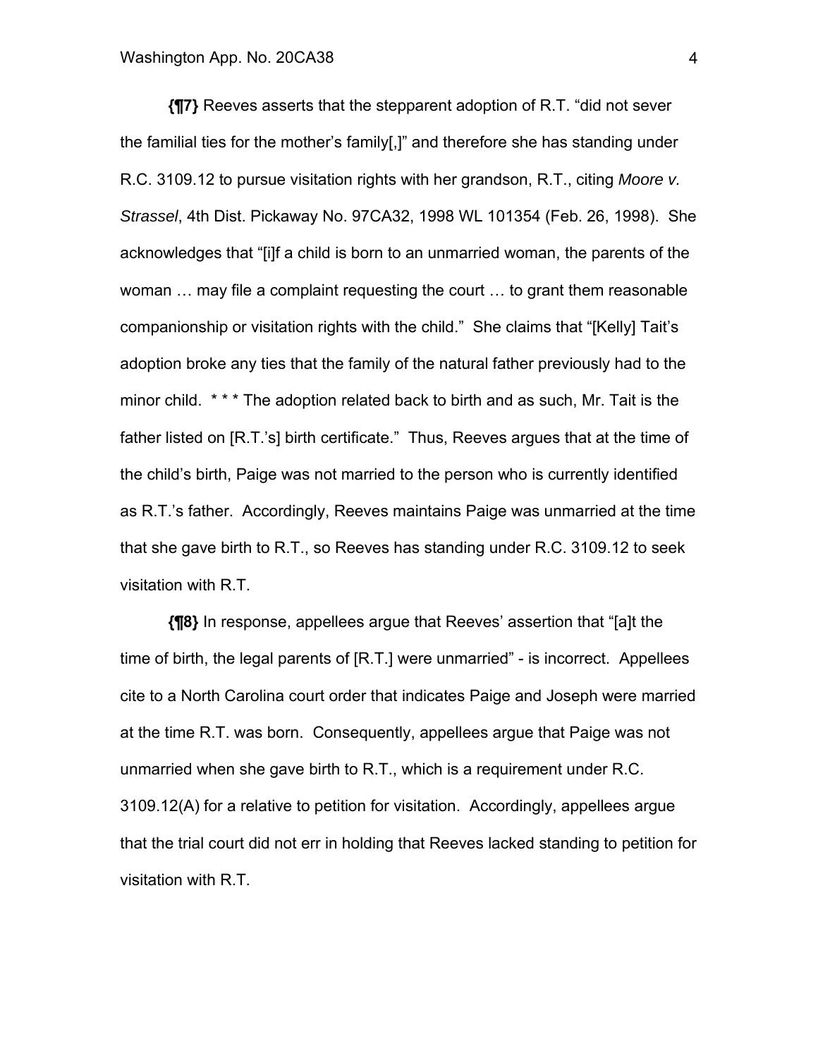**{¶7}** Reeves asserts that the stepparent adoption of R.T. "did not sever the familial ties for the mother's family[,]" and therefore she has standing under R.C. 3109.12 to pursue visitation rights with her grandson, R.T., citing *Moore v. Strassel*, 4th Dist. Pickaway No. 97CA32, 1998 WL 101354 (Feb. 26, 1998). She acknowledges that "[i]f a child is born to an unmarried woman, the parents of the woman … may file a complaint requesting the court … to grant them reasonable companionship or visitation rights with the child." She claims that "[Kelly] Tait's adoption broke any ties that the family of the natural father previously had to the minor child. * * * The adoption related back to birth and as such, Mr. Tait is the father listed on [R.T.'s] birth certificate." Thus, Reeves argues that at the time of the child's birth, Paige was not married to the person who is currently identified as R.T.'s father. Accordingly, Reeves maintains Paige was unmarried at the time that she gave birth to R.T., so Reeves has standing under R.C. 3109.12 to seek visitation with R.T.

**{¶8}** In response, appellees argue that Reeves' assertion that "[a]t the time of birth, the legal parents of [R.T.] were unmarried" - is incorrect. Appellees cite to a North Carolina court order that indicates Paige and Joseph were married at the time R.T. was born. Consequently, appellees argue that Paige was not unmarried when she gave birth to R.T., which is a requirement under R.C. 3109.12(A) for a relative to petition for visitation. Accordingly, appellees argue that the trial court did not err in holding that Reeves lacked standing to petition for visitation with R.T.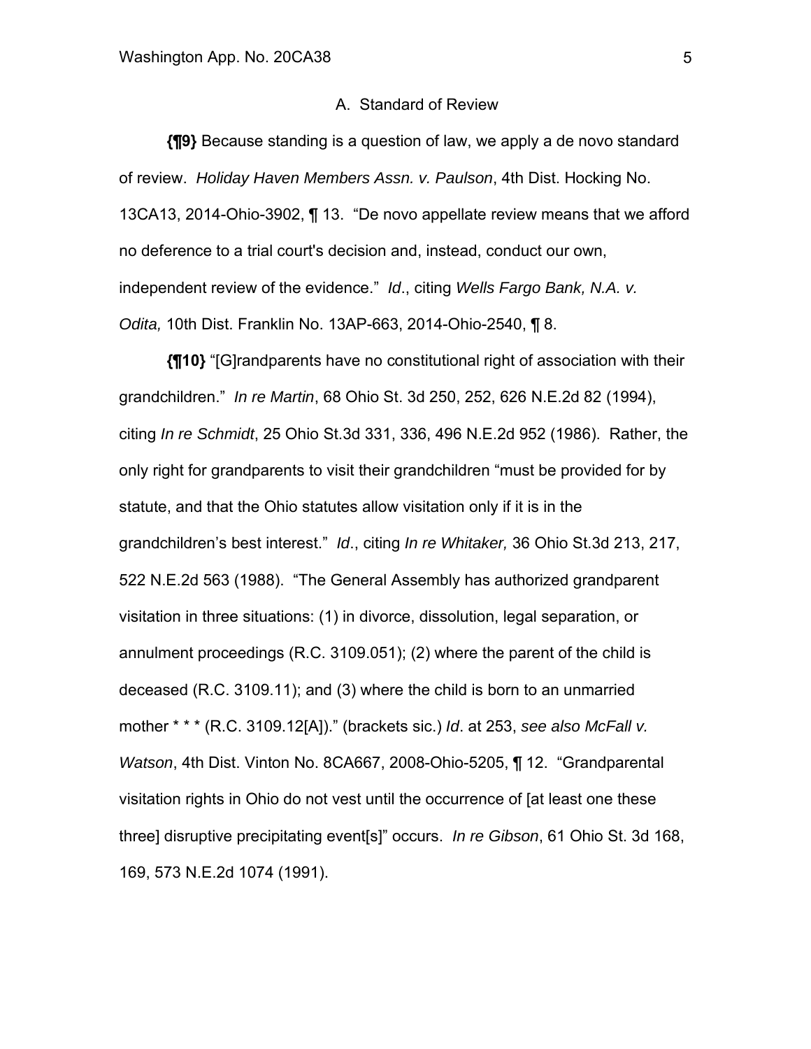### A. Standard of Review

**{¶9}** Because standing is a question of law, we apply a de novo standard of review. *Holiday Haven Members Assn. v. Paulson*, 4th Dist. Hocking No. 13CA13, 2014-Ohio-3902, ¶ 13. "De novo appellate review means that we afford no deference to a trial court's decision and, instead, conduct our own, independent review of the evidence." *Id*., citing *Wells Fargo Bank, N.A. v. Odita,* 10th Dist. Franklin No. 13AP-663, 2014-Ohio-2540, ¶ 8.

**{¶10}** "[G]randparents have no constitutional right of association with their grandchildren." *In re Martin*, 68 Ohio St. 3d 250, 252, 626 N.E.2d 82 (1994), citing *In re Schmidt*, 25 Ohio St.3d 331, 336, 496 N.E.2d 952 (1986). Rather, the only right for grandparents to visit their grandchildren "must be provided for by statute, and that the Ohio statutes allow visitation only if it is in the grandchildren's best interest." *Id*., citing *In re Whitaker,* 36 Ohio St.3d 213, 217, 522 N.E.2d 563 (1988). "The General Assembly has authorized grandparent visitation in three situations: (1) in divorce, dissolution, legal separation, or annulment proceedings (R.C. 3109.051); (2) where the parent of the child is deceased (R.C. 3109.11); and (3) where the child is born to an unmarried mother * * * (R.C. 3109.12[A])." (brackets sic.) *Id*. at 253, *see also McFall v. Watson*, 4th Dist. Vinton No. 8CA667, 2008-Ohio-5205, ¶ 12. "Grandparental visitation rights in Ohio do not vest until the occurrence of [at least one these three] disruptive precipitating event[s]" occurs. *In re Gibson*, 61 Ohio St. 3d 168, 169, 573 N.E.2d 1074 (1991).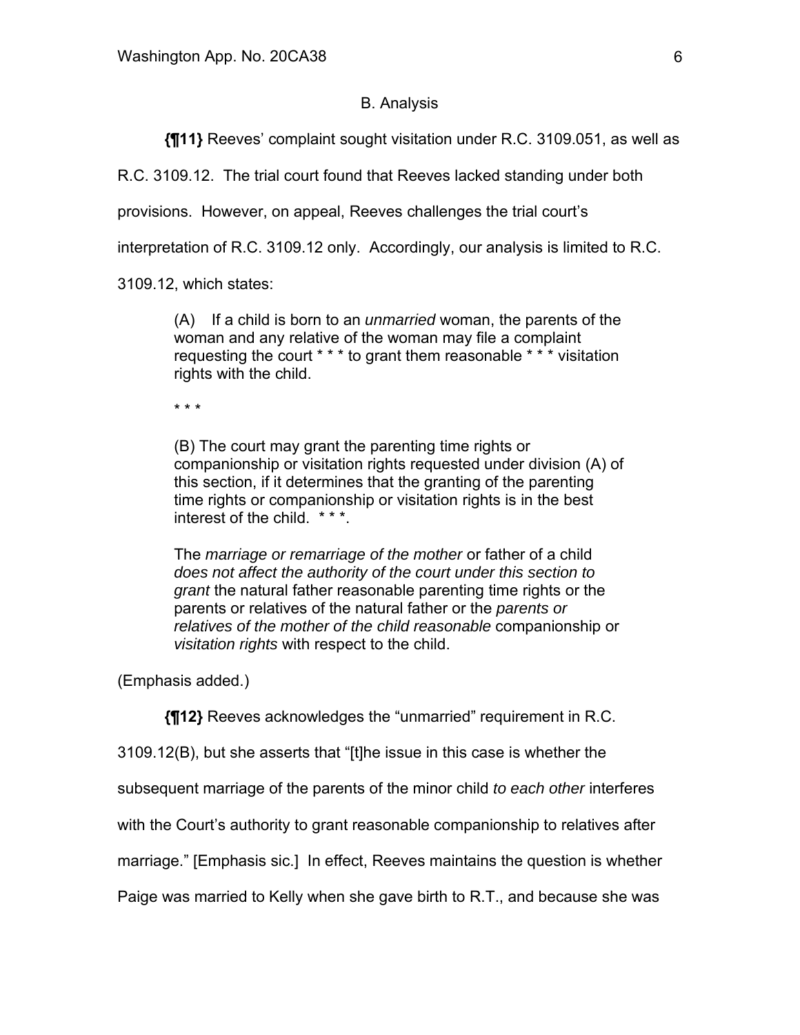### B. Analysis

**{¶11}** Reeves' complaint sought visitation under R.C. 3109.051, as well as R.C. 3109.12. The trial court found that Reeves lacked standing under both provisions. However, on appeal, Reeves challenges the trial court's interpretation of R.C. 3109.12 only. Accordingly, our analysis is limited to R.C. 3109.12, which states:

> (A) If a child is born to an *unmarried* woman, the parents of the woman and any relative of the woman may file a complaint requesting the court * * * to grant them reasonable * * * visitation rights with the child.
>
> * * *
>
> (B) The court may grant the parenting time rights or companionship or visitation rights requested under division (A) of this section, if it determines that the granting of the parenting time rights or companionship or visitation rights is in the best interest of the child. * * *.
>
> The *marriage or remarriage of the mother* or father of a child *does not affect the authority of the court under this section to grant* the natural father reasonable parenting time rights or the parents or relatives of the natural father or the *parents or relatives of the mother of the child reasonable* companionship or *visitation rights* with respect to the child.

(Emphasis added.)

**{¶12}** Reeves acknowledges the "unmarried" requirement in R.C. 3109.12(B), but she asserts that "[t]he issue in this case is whether the subsequent marriage of the parents of the minor child *to each other* interferes with the Court's authority to grant reasonable companionship to relatives after marriage." [Emphasis sic.] In effect, Reeves maintains the question is whether Paige was married to Kelly when she gave birth to R.T., and because she was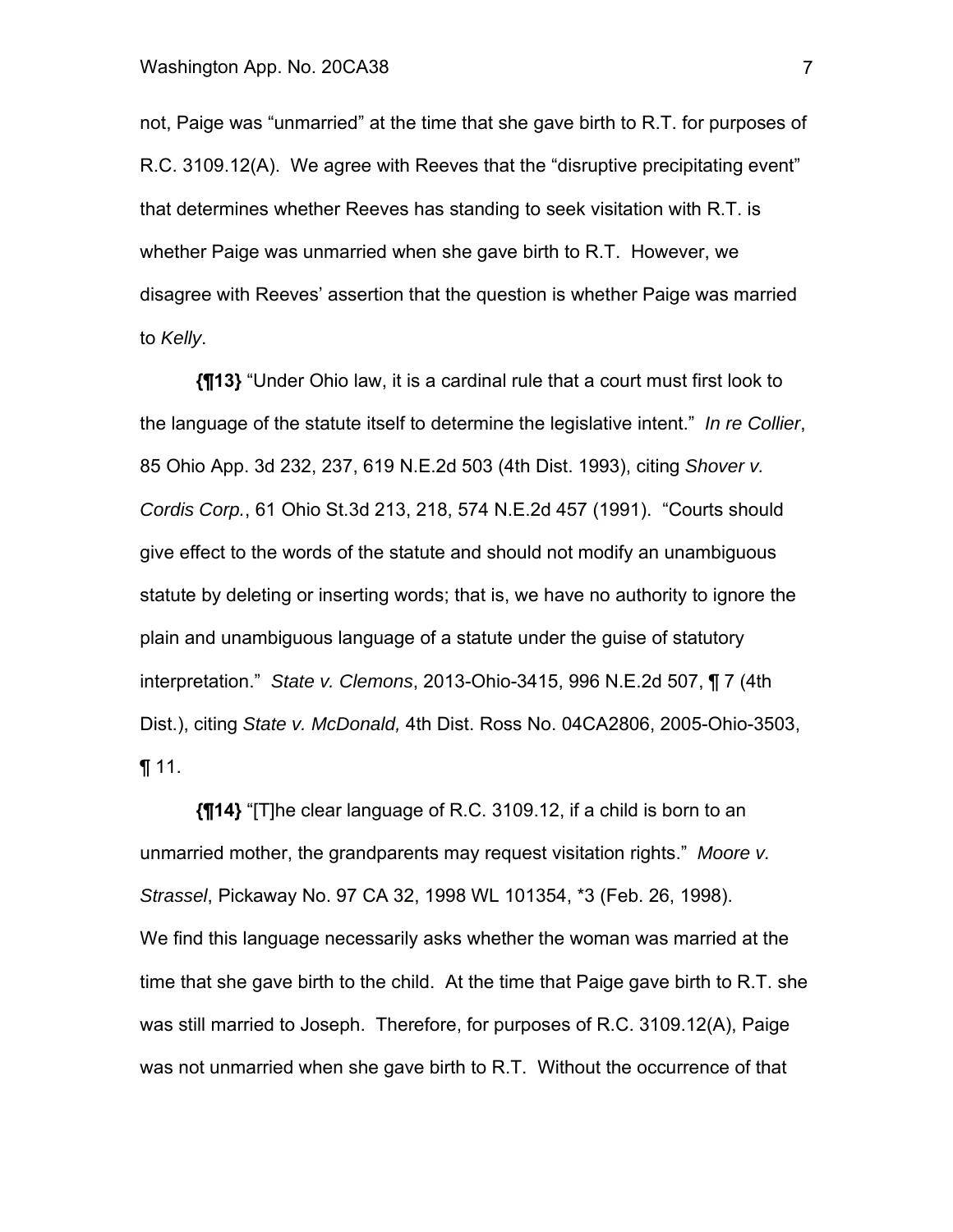not, Paige was "unmarried" at the time that she gave birth to R.T. for purposes of R.C. 3109.12(A). We agree with Reeves that the "disruptive precipitating event" that determines whether Reeves has standing to seek visitation with R.T. is whether Paige was unmarried when she gave birth to R.T. However, we disagree with Reeves' assertion that the question is whether Paige was married to *Kelly*.

**{¶13}** "Under Ohio law, it is a cardinal rule that a court must first look to the language of the statute itself to determine the legislative intent." *In re Collier*, 85 Ohio App. 3d 232, 237, 619 N.E.2d 503 (4th Dist. 1993), citing *Shover v. Cordis Corp.*, 61 Ohio St.3d 213, 218, 574 N.E.2d 457 (1991). "Courts should give effect to the words of the statute and should not modify an unambiguous statute by deleting or inserting words; that is, we have no authority to ignore the plain and unambiguous language of a statute under the guise of statutory interpretation." *State v. Clemons*, 2013-Ohio-3415, 996 N.E.2d 507, ¶ 7 (4th Dist.), citing *State v. McDonald,* 4th Dist. Ross No. 04CA2806, 2005-Ohio-3503, ¶ 11.

**{¶14}** "[T]he clear language of R.C. 3109.12, if a child is born to an unmarried mother, the grandparents may request visitation rights." *Moore v. Strassel*, Pickaway No. 97 CA 32, 1998 WL 101354, *3 (Feb. 26, 1998). We find this language necessarily asks whether the woman was married at the time that she gave birth to the child. At the time that Paige gave birth to R.T. she was still married to Joseph. Therefore, for purposes of R.C. 3109.12(A), Paige was not unmarried when she gave birth to R.T. Without the occurrence of that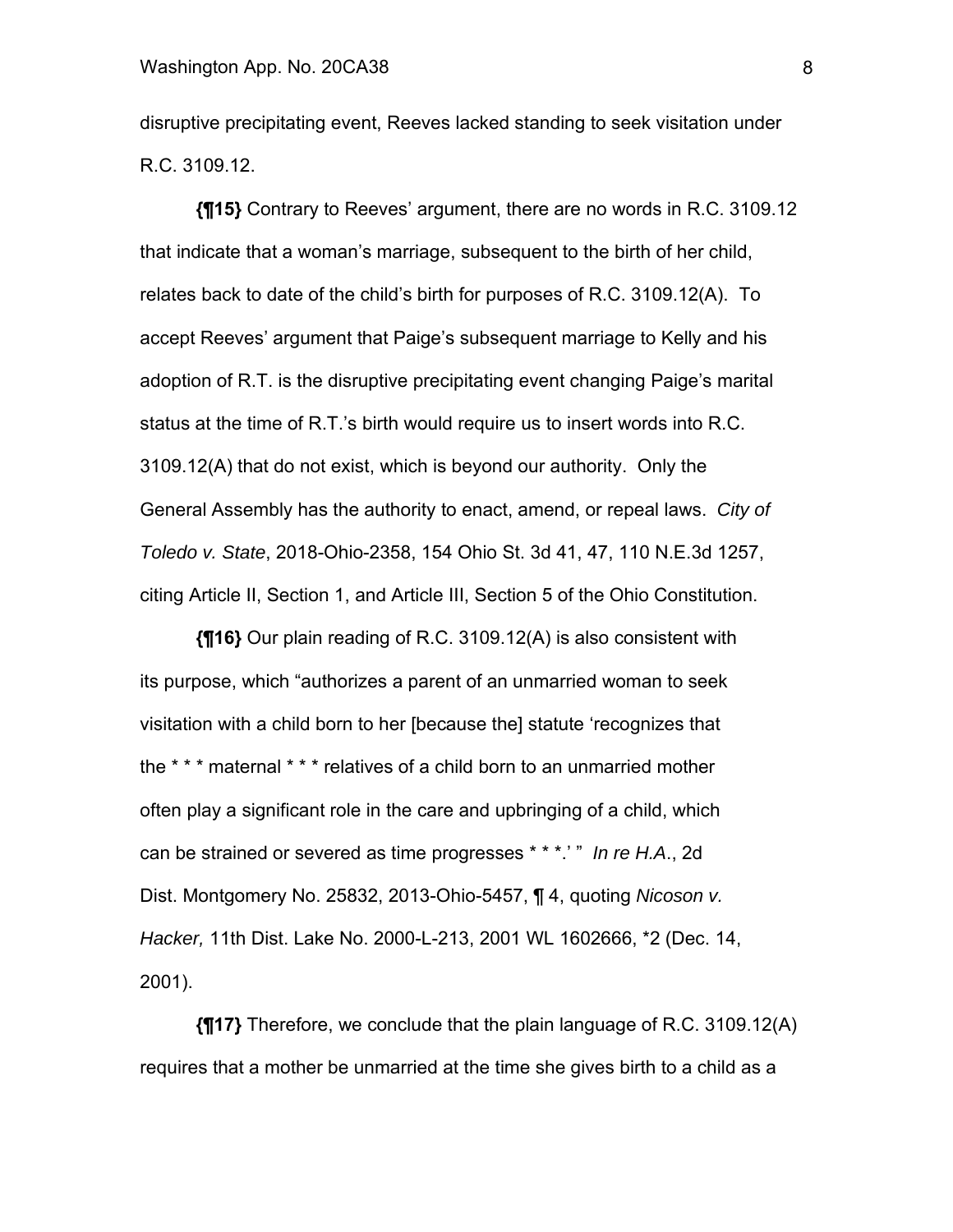disruptive precipitating event, Reeves lacked standing to seek visitation under R.C. 3109.12.

**{¶15}** Contrary to Reeves' argument, there are no words in R.C. 3109.12 that indicate that a woman's marriage, subsequent to the birth of her child, relates back to date of the child's birth for purposes of R.C. 3109.12(A). To accept Reeves' argument that Paige's subsequent marriage to Kelly and his adoption of R.T. is the disruptive precipitating event changing Paige's marital status at the time of R.T.'s birth would require us to insert words into R.C. 3109.12(A) that do not exist, which is beyond our authority. Only the General Assembly has the authority to enact, amend, or repeal laws. *City of Toledo v. State*, 2018-Ohio-2358, 154 Ohio St. 3d 41, 47, 110 N.E.3d 1257, citing Article II, Section 1, and Article III, Section 5 of the Ohio Constitution.

**{¶16}** Our plain reading of R.C. 3109.12(A) is also consistent with its purpose, which "authorizes a parent of an unmarried woman to seek visitation with a child born to her [because the] statute 'recognizes that the * * * maternal * * * relatives of a child born to an unmarried mother often play a significant role in the care and upbringing of a child, which can be strained or severed as time progresses * * *.' " *In re H.A.*, 2d Dist. Montgomery No. 25832, 2013-Ohio-5457, ¶ 4, quoting *Nicoson v. Hacker,* 11th Dist. Lake No. 2000-L-213, 2001 WL 1602666, *2 (Dec. 14, 2001).

**{¶17}** Therefore, we conclude that the plain language of R.C. 3109.12(A) requires that a mother be unmarried at the time she gives birth to a child as a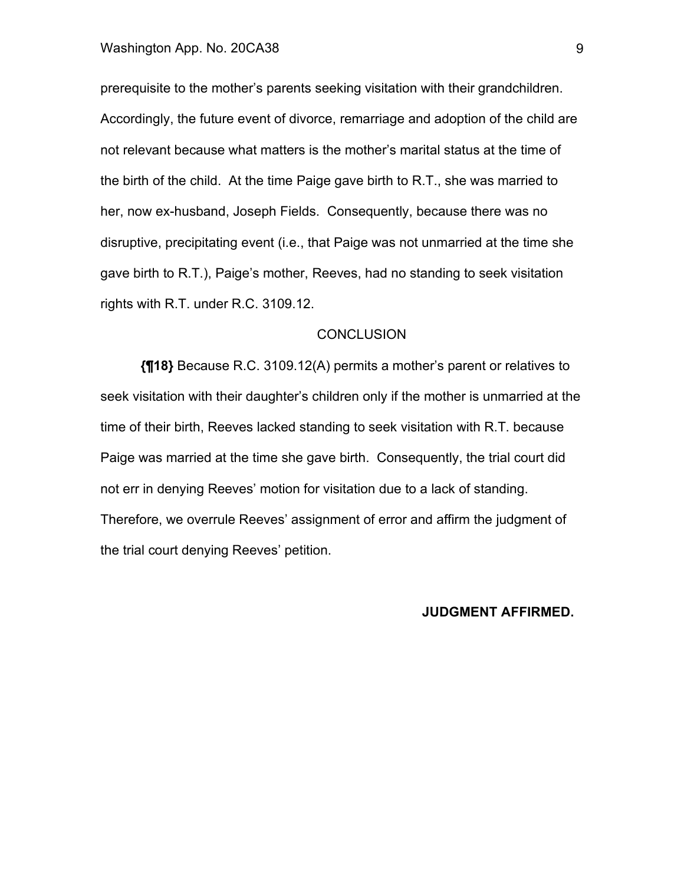prerequisite to the mother's parents seeking visitation with their grandchildren. Accordingly, the future event of divorce, remarriage and adoption of the child are not relevant because what matters is the mother's marital status at the time of the birth of the child. At the time Paige gave birth to R.T., she was married to her, now ex-husband, Joseph Fields. Consequently, because there was no disruptive, precipitating event (i.e., that Paige was not unmarried at the time she gave birth to R.T.), Paige's mother, Reeves, had no standing to seek visitation rights with R.T. under R.C. 3109.12.

## CONCLUSION

**{¶18}** Because R.C. 3109.12(A) permits a mother's parent or relatives to seek visitation with their daughter's children only if the mother is unmarried at the time of their birth, Reeves lacked standing to seek visitation with R.T. because Paige was married at the time she gave birth. Consequently, the trial court did not err in denying Reeves' motion for visitation due to a lack of standing. Therefore, we overrule Reeves' assignment of error and affirm the judgment of the trial court denying Reeves' petition.

**JUDGMENT AFFIRMED.**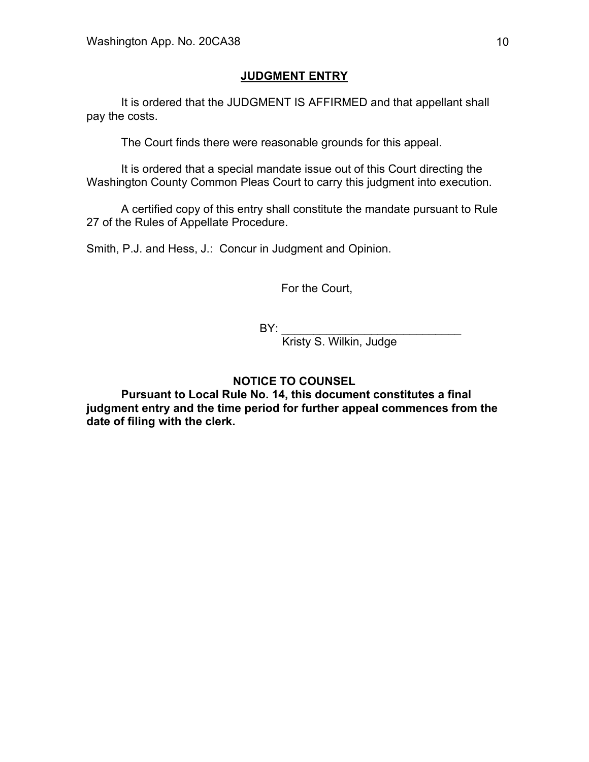## JUDGMENT ENTRY

It is ordered that the JUDGMENT IS AFFIRMED and that appellant shall pay the costs.

The Court finds there were reasonable grounds for this appeal.

It is ordered that a special mandate issue out of this Court directing the Washington County Common Pleas Court to carry this judgment into execution.

A certified copy of this entry shall constitute the mandate pursuant to Rule 27 of the Rules of Appellate Procedure.

Smith, P.J. and Hess, J.: Concur in Judgment and Opinion.

For the Court,

BY: ____________________________
Kristy S. Wilkin, Judge

**NOTICE TO COUNSEL**

**Pursuant to Local Rule No. 14, this document constitutes a final judgment entry and the time period for further appeal commences from the date of filing with the clerk.**